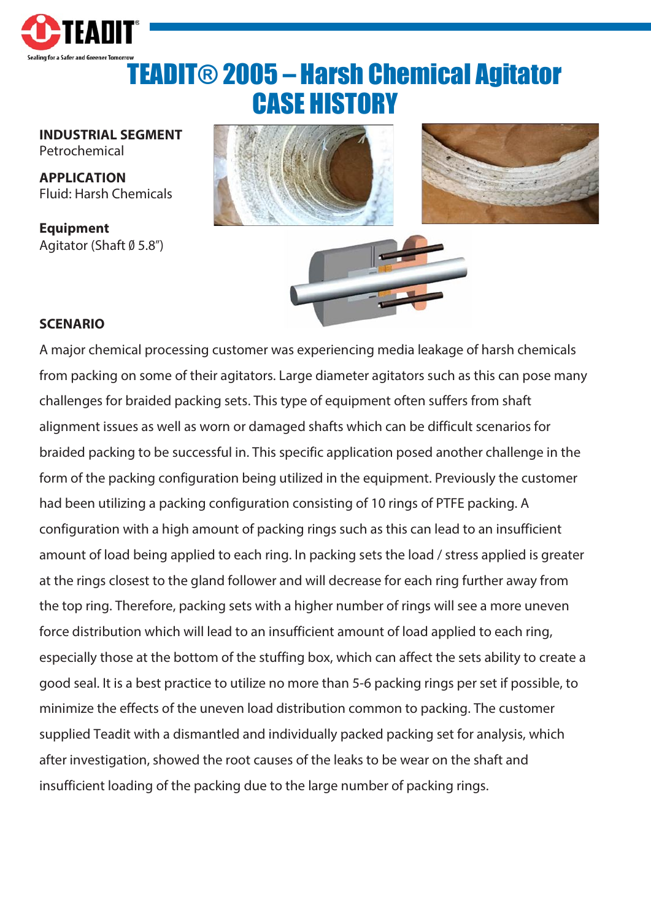# TEADIT® 2005 – Harsh Chemical Agitator CASE HISTORY

**INDUSTRIAL SEGMENT**
Petrochemical

**APPLICATION**
Fluid: Harsh Chemicals

**Equipment**
Agitator (Shaft Ø 5.8″)

**SCENARIO**

A major chemical processing customer was experiencing media leakage of harsh chemicals from packing on some of their agitators. Large diameter agitators such as this can pose many challenges for braided packing sets. This type of equipment often suffers from shaft alignment issues as well as worn or damaged shafts which can be difficult scenarios for braided packing to be successful in. This specific application posed another challenge in the form of the packing configuration being utilized in the equipment. Previously the customer had been utilizing a packing configuration consisting of 10 rings of PTFE packing. A configuration with a high amount of packing rings such as this can lead to an insufficient amount of load being applied to each ring. In packing sets the load / stress applied is greater at the rings closest to the gland follower and will decrease for each ring further away from the top ring. Therefore, packing sets with a higher number of rings will see a more uneven force distribution which will lead to an insufficient amount of load applied to each ring, especially those at the bottom of the stuffing box, which can affect the sets ability to create a good seal. It is a best practice to utilize no more than 5-6 packing rings per set if possible, to minimize the effects of the uneven load distribution common to packing. The customer supplied Teadit with a dismantled and individually packed packing set for analysis, which after investigation, showed the root causes of the leaks to be wear on the shaft and insufficient loading of the packing due to the large number of packing rings.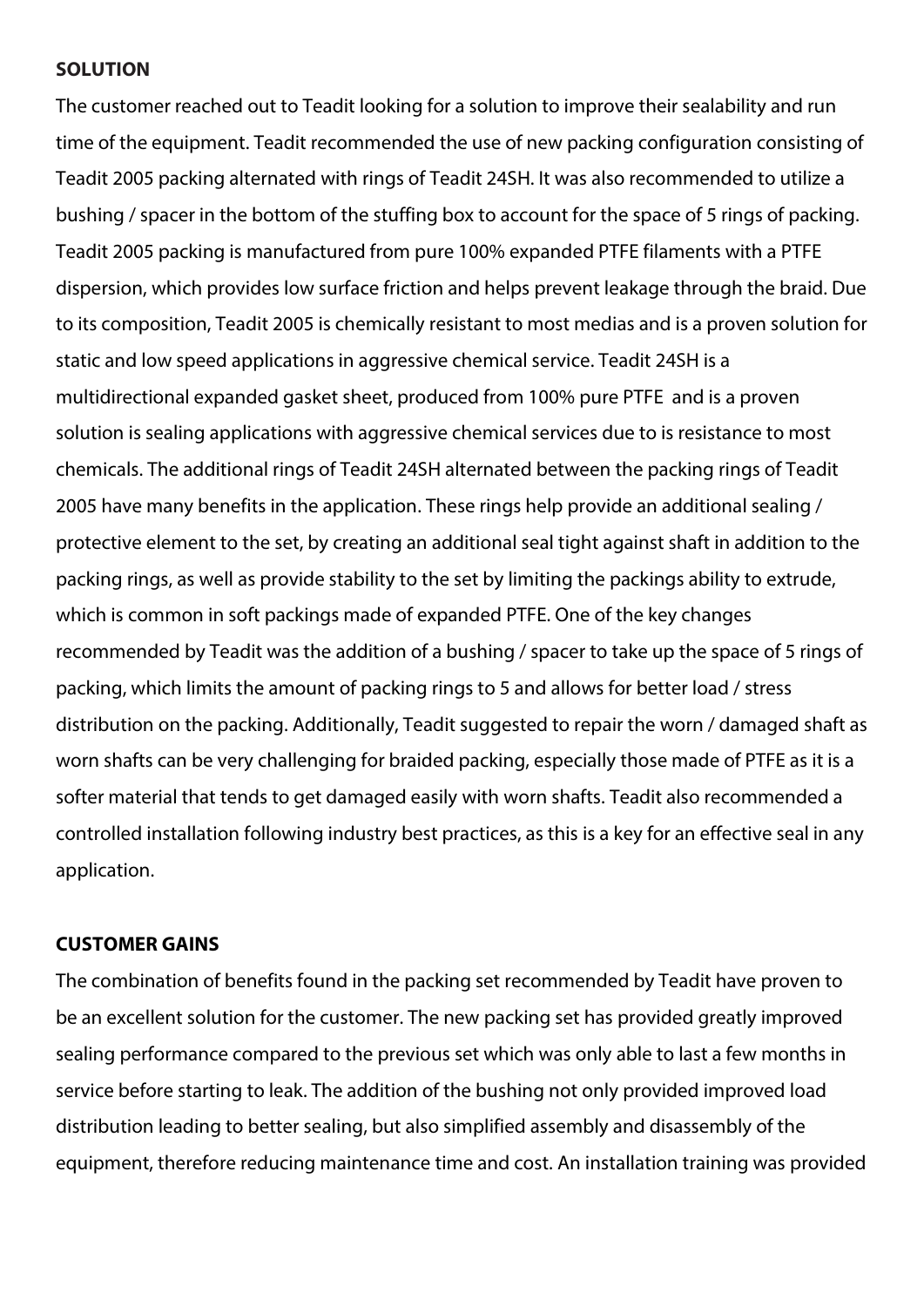**SOLUTION**

The customer reached out to Teadit looking for a solution to improve their sealability and run time of the equipment. Teadit recommended the use of new packing configuration consisting of Teadit 2005 packing alternated with rings of Teadit 24SH. It was also recommended to utilize a bushing / spacer in the bottom of the stuffing box to account for the space of 5 rings of packing. Teadit 2005 packing is manufactured from pure 100% expanded PTFE filaments with a PTFE dispersion, which provides low surface friction and helps prevent leakage through the braid. Due to its composition, Teadit 2005 is chemically resistant to most medias and is a proven solution for static and low speed applications in aggressive chemical service. Teadit 24SH is a multidirectional expanded gasket sheet, produced from 100% pure PTFE and is a proven solution is sealing applications with aggressive chemical services due to is resistance to most chemicals. The additional rings of Teadit 24SH alternated between the packing rings of Teadit 2005 have many benefits in the application. These rings help provide an additional sealing / protective element to the set, by creating an additional seal tight against shaft in addition to the packing rings, as well as provide stability to the set by limiting the packings ability to extrude, which is common in soft packings made of expanded PTFE. One of the key changes recommended by Teadit was the addition of a bushing / spacer to take up the space of 5 rings of packing, which limits the amount of packing rings to 5 and allows for better load / stress distribution on the packing. Additionally, Teadit suggested to repair the worn / damaged shaft as worn shafts can be very challenging for braided packing, especially those made of PTFE as it is a softer material that tends to get damaged easily with worn shafts. Teadit also recommended a controlled installation following industry best practices, as this is a key for an effective seal in any application.

**CUSTOMER GAINS**

The combination of benefits found in the packing set recommended by Teadit have proven to be an excellent solution for the customer. The new packing set has provided greatly improved sealing performance compared to the previous set which was only able to last a few months in service before starting to leak. The addition of the bushing not only provided improved load distribution leading to better sealing, but also simplified assembly and disassembly of the equipment, therefore reducing maintenance time and cost. An installation training was provided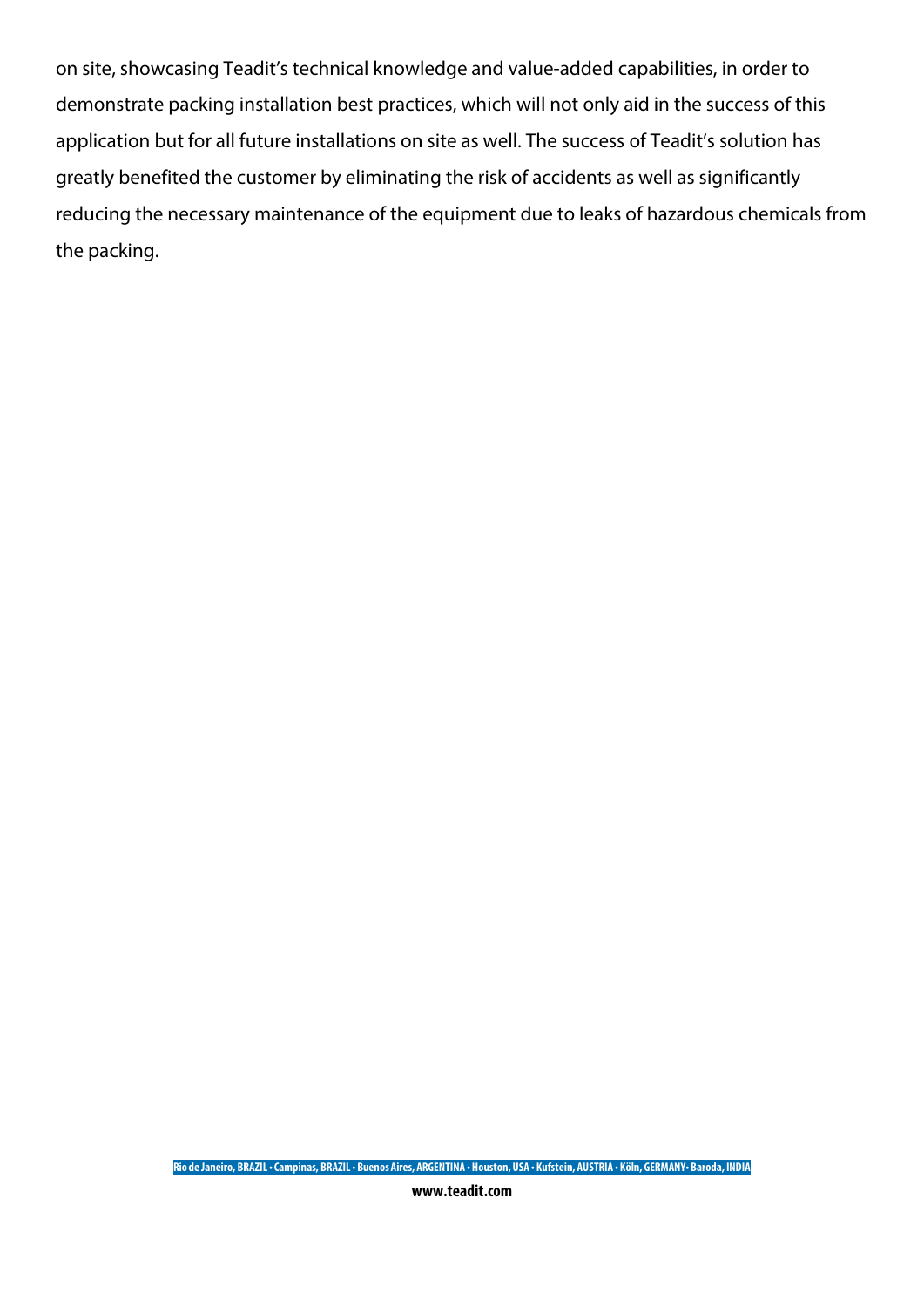on site, showcasing Teadit's technical knowledge and value-added capabilities, in order to demonstrate packing installation best practices, which will not only aid in the success of this application but for all future installations on site as well. The success of Teadit's solution has greatly benefited the customer by eliminating the risk of accidents as well as significantly reducing the necessary maintenance of the equipment due to leaks of hazardous chemicals from the packing.